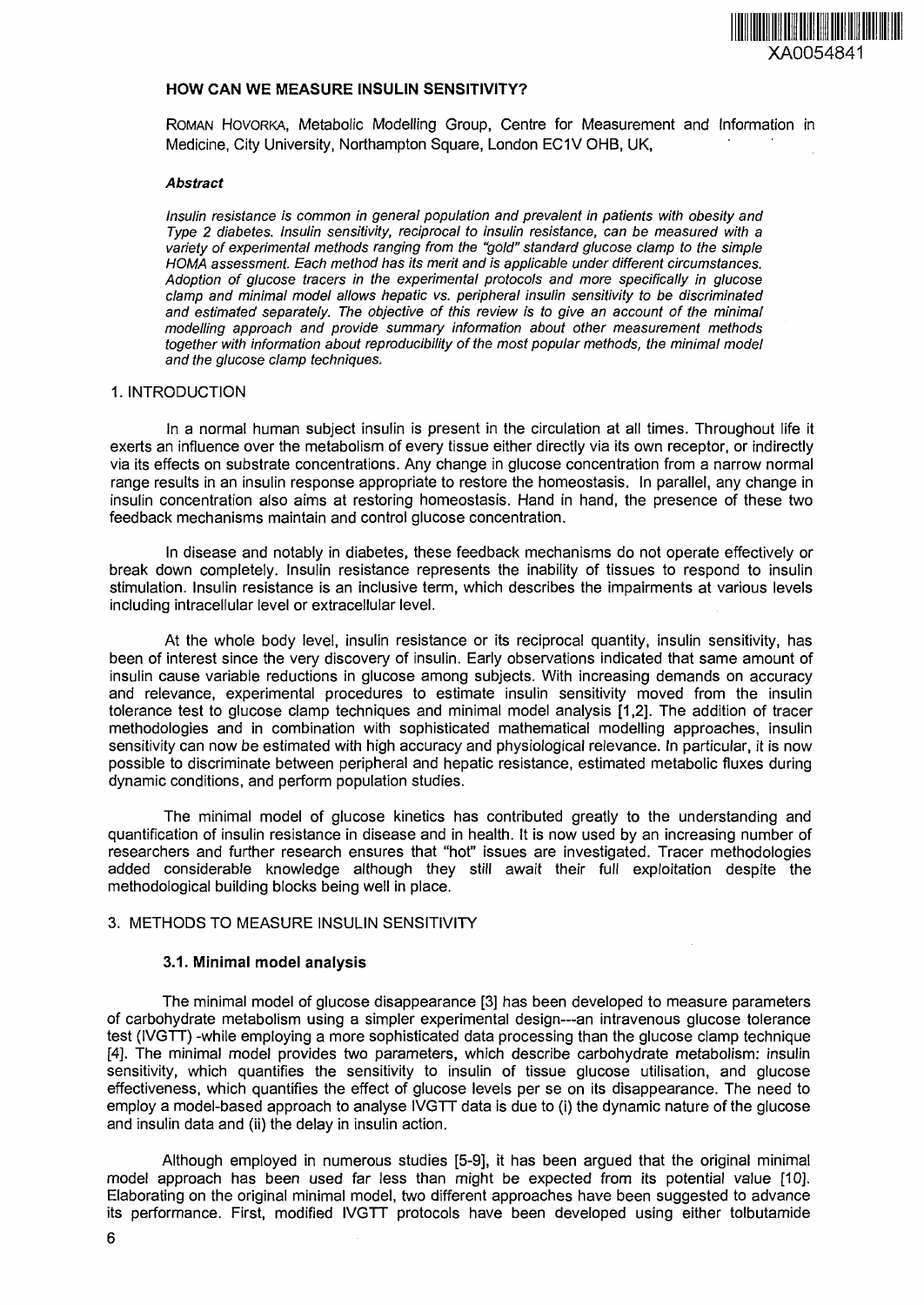XA0054841

# HOW CAN WE MEASURE INSULIN SENSITIVITY?

ROMAN HOVORKA, Metabolic Modelling Group, Centre for Measurement and Information in Medicine, City University, Northampton Square, London EC1V OHB, UK,

### *Abstract*

*Insulin resistance is common in general population and prevalent in patients with obesity and Type 2 diabetes. Insulin sensitivity, reciprocal to insulin resistance, can be measured with a variety of experimental methods ranging from the "gold" standard glucose clamp to the simple HOMA assessment. Each method has its merit and is applicable under different circumstances. Adoption of glucose tracers in the experimental protocols and more specifically in glucose clamp and minimal model allows hepatic vs. peripheral insulin sensitivity to be discriminated and estimated separately. The objective of this review is to give an account of the minimal modelling approach and provide summary information about other measurement methods together with information about reproducibility of the most popular methods, the minimal model and the glucose clamp techniques.*

## 1. INTRODUCTION

In a normal human subject insulin is present in the circulation at all times. Throughout life it exerts an influence over the metabolism of every tissue either directly via its own receptor, or indirectly via its effects on substrate concentrations. Any change in glucose concentration from a narrow normal range results in an insulin response appropriate to restore the homeostasis. In parallel, any change in insulin concentration also aims at restoring homeostasis. Hand in hand, the presence of these two feedback mechanisms maintain and control glucose concentration.

In disease and notably in diabetes, these feedback mechanisms do not operate effectively or break down completely. Insulin resistance represents the inability of tissues to respond to insulin stimulation. Insulin resistance is an inclusive term, which describes the impairments at various levels including intracellular level or extracellular level.

At the whole body level, insulin resistance or its reciprocal quantity, insulin sensitivity, has been of interest since the very discovery of insulin. Early observations indicated that same amount of insulin cause variable reductions in glucose among subjects. With increasing demands on accuracy and relevance, experimental procedures to estimate insulin sensitivity moved from the insulin tolerance test to glucose clamp techniques and minimal model analysis [1,2]. The addition of tracer methodologies and in combination with sophisticated mathematical modelling approaches, insulin sensitivity can now be estimated with high accuracy and physiological relevance. In particular, it is now possible to discriminate between peripheral and hepatic resistance, estimated metabolic fluxes during dynamic conditions, and perform population studies.

The minimal model of glucose kinetics has contributed greatly to the understanding and quantification of insulin resistance in disease and in health. It is now used by an increasing number of researchers and further research ensures that "hot" issues are investigated. Tracer methodologies added considerable knowledge although they still await their full exploitation despite the methodological building blocks being well in place.

## 3. METHODS TO MEASURE INSULIN SENSITIVITY

### 3.1. Minimal model analysis

The minimal model of glucose disappearance [3] has been developed to measure parameters of carbohydrate metabolism using a simpler experimental design---an intravenous glucose tolerance test (IVGTT) -while employing a more sophisticated data processing than the glucose clamp technique [4]. The minimal model provides two parameters, which describe carbohydrate metabolism: insulin sensitivity, which quantifies the sensitivity to insulin of tissue glucose utilisation, and glucose effectiveness, which quantifies the effect of glucose levels per se on its disappearance. The need to employ a model-based approach to analyse IVGTT data is due to (i) the dynamic nature of the glucose and insulin data and (ii) the delay in insulin action.

Although employed in numerous studies [5-9], it has been argued that the original minimal model approach has been used far less than might be expected from its potential value [10]. Elaborating on the original minimal model, two different approaches have been suggested to advance its performance. First, modified IVGTT protocols have been developed using either tolbutamide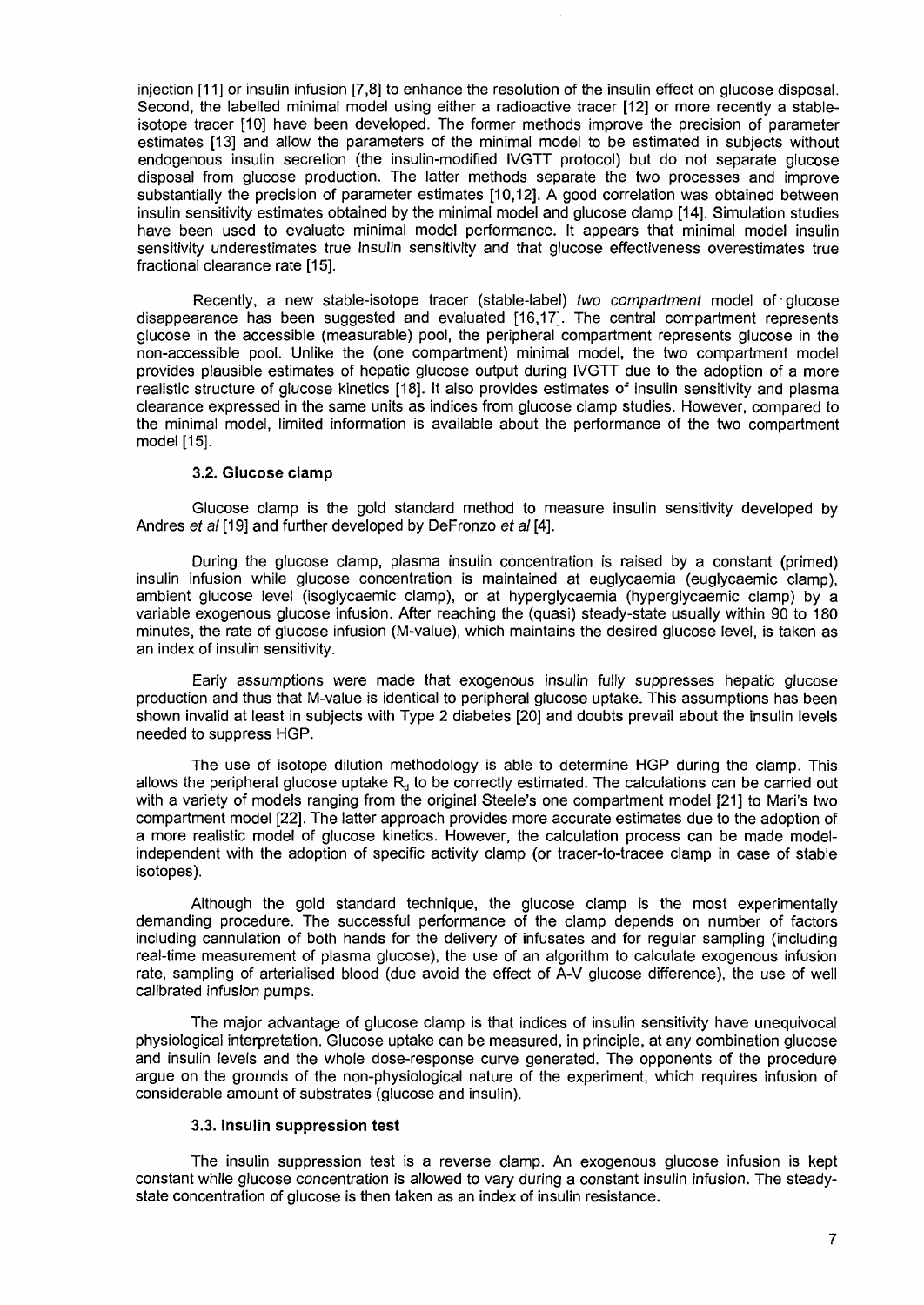injection [11] or insulin infusion [7,8] to enhance the resolution of the insulin effect on glucose disposal. Second, the labelled minimal model using either a radioactive tracer [12] or more recently a stable-isotope tracer [10] have been developed. The former methods improve the precision of parameter estimates [13] and allow the parameters of the minimal model to be estimated in subjects without endogenous insulin secretion (the insulin-modified IVGTT protocol) but do not separate glucose disposal from glucose production. The latter methods separate the two processes and improve substantially the precision of parameter estimates [10,12]. A good correlation was obtained between insulin sensitivity estimates obtained by the minimal model and glucose clamp [14]. Simulation studies have been used to evaluate minimal model performance. It appears that minimal model insulin sensitivity underestimates true insulin sensitivity and that glucose effectiveness overestimates true fractional clearance rate [15].

Recently, a new stable-isotope tracer (stable-label) *two compartment* model of glucose disappearance has been suggested and evaluated [16,17]. The central compartment represents glucose in the accessible (measurable) pool, the peripheral compartment represents glucose in the non-accessible pool. Unlike the (one compartment) minimal model, the two compartment model provides plausible estimates of hepatic glucose output during IVGTT due to the adoption of a more realistic structure of glucose kinetics [18]. It also provides estimates of insulin sensitivity and plasma clearance expressed in the same units as indices from glucose clamp studies. However, compared to the minimal model, limited information is available about the performance of the two compartment model [15].

### 3.2. Glucose clamp

Glucose clamp is the gold standard method to measure insulin sensitivity developed by Andres *et al* [19] and further developed by DeFronzo *et al* [4].

During the glucose clamp, plasma insulin concentration is raised by a constant (primed) insulin infusion while glucose concentration is maintained at euglycaemia (euglycaemic clamp), ambient glucose level (isoglycaemic clamp), or at hyperglycaemia (hyperglycaemic clamp) by a variable exogenous glucose infusion. After reaching the (quasi) steady-state usually within 90 to 180 minutes, the rate of glucose infusion (M-value), which maintains the desired glucose level, is taken as an index of insulin sensitivity.

Early assumptions were made that exogenous insulin fully suppresses hepatic glucose production and thus that M-value is identical to peripheral glucose uptake. This assumptions has been shown invalid at least in subjects with Type 2 diabetes [20] and doubts prevail about the insulin levels needed to suppress HGP.

The use of isotope dilution methodology is able to determine HGP during the clamp. This allows the peripheral glucose uptake $R_d$ to be correctly estimated. The calculations can be carried out with a variety of models ranging from the original Steele's one compartment model [21] to Mari's two compartment model [22]. The latter approach provides more accurate estimates due to the adoption of a more realistic model of glucose kinetics. However, the calculation process can be made model-independent with the adoption of specific activity clamp (or tracer-to-tracee clamp in case of stable isotopes).

Although the gold standard technique, the glucose clamp is the most experimentally demanding procedure. The successful performance of the clamp depends on number of factors including cannulation of both hands for the delivery of infusates and for regular sampling (including real-time measurement of plasma glucose), the use of an algorithm to calculate exogenous infusion rate, sampling of arterialised blood (due avoid the effect of A-V glucose difference), the use of well calibrated infusion pumps.

The major advantage of glucose clamp is that indices of insulin sensitivity have unequivocal physiological interpretation. Glucose uptake can be measured, in principle, at any combination glucose and insulin levels and the whole dose-response curve generated. The opponents of the procedure argue on the grounds of the non-physiological nature of the experiment, which requires infusion of considerable amount of substrates (glucose and insulin).

### 3.3. Insulin suppression test

The insulin suppression test is a reverse clamp. An exogenous glucose infusion is kept constant while glucose concentration is allowed to vary during a constant insulin infusion. The steady-state concentration of glucose is then taken as an index of insulin resistance.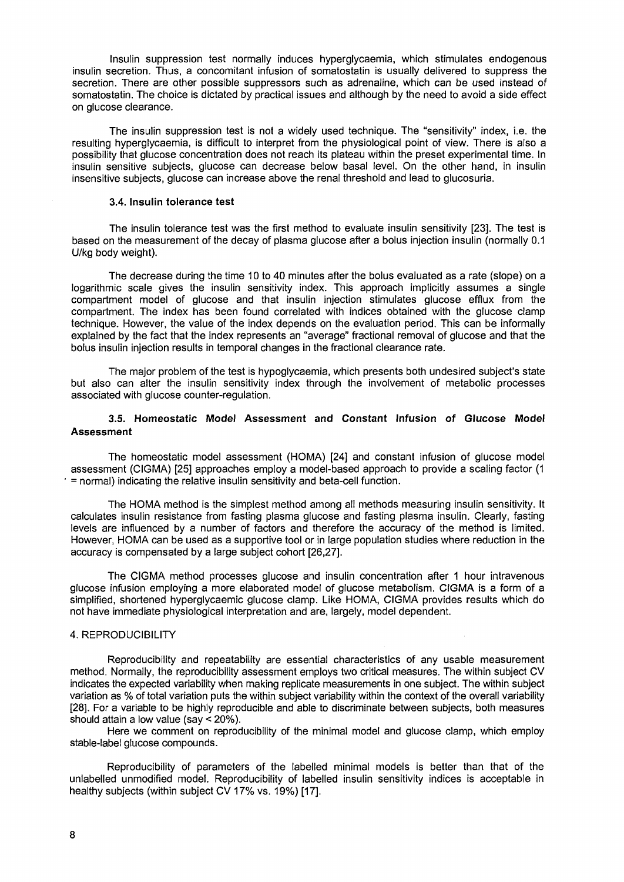Insulin suppression test normally induces hyperglycaemia, which stimulates endogenous insulin secretion. Thus, a concomitant infusion of somatostatin is usually delivered to suppress the secretion. There are other possible suppressors such as adrenaline, which can be used instead of somatostatin. The choice is dictated by practical issues and although by the need to avoid a side effect on glucose clearance.

The insulin suppression test is not a widely used technique. The "sensitivity" index, i.e. the resulting hyperglycaemia, is difficult to interpret from the physiological point of view. There is also a possibility that glucose concentration does not reach its plateau within the preset experimental time. In insulin sensitive subjects, glucose can decrease below basal level. On the other hand, in insulin insensitive subjects, glucose can increase above the renal threshold and lead to glucosuria.

### 3.4. Insulin tolerance test

The insulin tolerance test was the first method to evaluate insulin sensitivity [23]. The test is based on the measurement of the decay of plasma glucose after a bolus injection insulin (normally 0.1 U/kg body weight).

The decrease during the time 10 to 40 minutes after the bolus evaluated as a rate (slope) on a logarithmic scale gives the insulin sensitivity index. This approach implicitly assumes a single compartment model of glucose and that insulin injection stimulates glucose efflux from the compartment. The index has been found correlated with indices obtained with the glucose clamp technique. However, the value of the index depends on the evaluation period. This can be informally explained by the fact that the index represents an "average" fractional removal of glucose and that the bolus insulin injection results in temporal changes in the fractional clearance rate.

The major problem of the test is hypoglycaemia, which presents both undesired subject's state but also can alter the insulin sensitivity index through the involvement of metabolic processes associated with glucose counter-regulation.

### 3.5. Homeostatic Model Assessment and Constant Infusion of Glucose Model Assessment

The homeostatic model assessment (HOMA) [24] and constant infusion of glucose model assessment (CIGMA) [25] approaches employ a model-based approach to provide a scaling factor (1 = normal) indicating the relative insulin sensitivity and beta-cell function.

The HOMA method is the simplest method among all methods measuring insulin sensitivity. It calculates insulin resistance from fasting plasma glucose and fasting plasma insulin. Clearly, fasting levels are influenced by a number of factors and therefore the accuracy of the method is limited. However, HOMA can be used as a supportive tool or in large population studies where reduction in the accuracy is compensated by a large subject cohort [26,27].

The CIGMA method processes glucose and insulin concentration after 1 hour intravenous glucose infusion employing a more elaborated model of glucose metabolism. CIGMA is a form of a simplified, shortened hyperglycaemic glucose clamp. Like HOMA, CIGMA provides results which do not have immediate physiological interpretation and are, largely, model dependent.

## 4. REPRODUCIBILITY

Reproducibility and repeatability are essential characteristics of any usable measurement method. Normally, the reproducibility assessment employs two critical measures. The within subject CV indicates the expected variability when making replicate measurements in one subject. The within subject variation as % of total variation puts the within subject variability within the context of the overall variability [28]. For a variable to be highly reproducible and able to discriminate between subjects, both measures should attain a low value (say < 20%).

Here we comment on reproducibility of the minimal model and glucose clamp, which employ stable-label glucose compounds.

Reproducibility of parameters of the labelled minimal models is better than that of the unlabelled unmodified model. Reproducibility of labelled insulin sensitivity indices is acceptable in healthy subjects (within subject CV 17% vs. 19%) [17].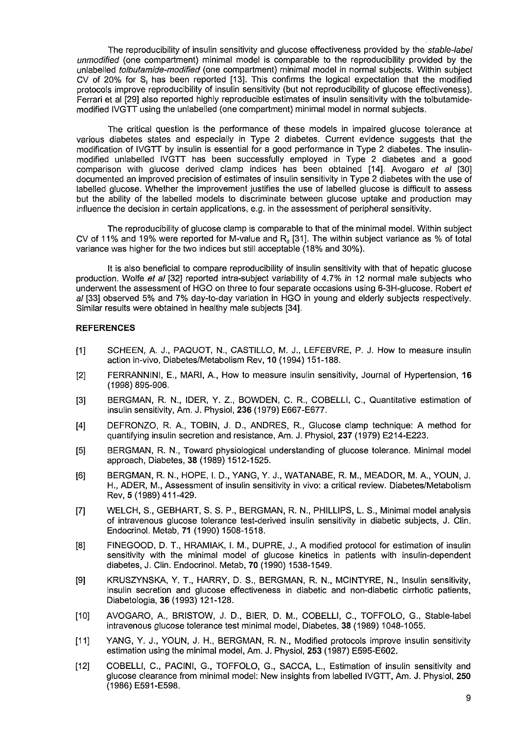The reproducibility of insulin sensitivity and glucose effectiveness provided by the *stable-label unmodified* (one compartment) minimal model is comparable to the reproducibility provided by the unlabelled *tolbutamide-modified* (one compartment) minimal model in normal subjects. Within subject CV of 20% for $S_I$ has been reported [13]. This confirms the logical expectation that the modified protocols improve reproducibility of insulin sensitivity (but not reproducibility of glucose effectiveness). Ferrari et al [29] also reported highly reproducible estimates of insulin sensitivity with the tolbutamide-modified IVGTT using the unlabelled (one compartment) minimal model in normal subjects.

The critical question is the performance of these models in impaired glucose tolerance at various diabetes states and especially in Type 2 diabetes. Current evidence suggests that the modification of IVGTT by insulin is essential for a good performance in Type 2 diabetes. The insulin-modified unlabelled IVGTT has been successfully employed in Type 2 diabetes and a good comparison with glucose derived clamp indices has been obtained [14]. Avogaro *et al* [30] documented an improved precision of estimates of insulin sensitivity in Type 2 diabetes with the use of labelled glucose. Whether the improvement justifies the use of labelled glucose is difficult to assess but the ability of the labelled models to discriminate between glucose uptake and production may influence the decision in certain applications, e.g. in the assessment of peripheral sensitivity.

The reproducibility of glucose clamp is comparable to that of the minimal model. Within subject CV of 11% and 19% were reported for M-value and $R_d$ [31]. The within subject variance as % of total variance was higher for the two indices but still acceptable (18% and 30%).

It is also beneficial to compare reproducibility of insulin sensitivity with that of hepatic glucose production. Wolfe *et al* [32] reported intra-subject variability of 4.7% in 12 normal male subjects who underwent the assessment of HGO on three to four separate occasions using 6-3H-glucose. Robert *et al* [33] observed 5% and 7% day-to-day variation in HGO in young and elderly subjects respectively. Similar results were obtained in healthy male subjects [34].

## REFERENCES

[1] SCHEEN, A. J., PAQUOT, N., CASTILLO, M. J., LEFEBVRE, P. J. How to measure insulin action in-vivo, Diabetes/Metabolism Rev, **10** (1994) 151-188.

[2] FERRANNINI, E., MARI, A., How to measure insulin sensitivity, Journal of Hypertension, **16** (1998) 895-906.

[3] BERGMAN, R. N., IDER, Y. Z., BOWDEN, C. R., COBELLI, C., Quantitative estimation of insulin sensitivity, Am. J. Physiol, **236** (1979) E667-E677.

[4] DEFRONZO, R. A., TOBIN, J. D., ANDRES, R., Glucose clamp technique: A method for quantifying insulin secretion and resistance, Am. J. Physiol, **237** (1979) E214-E223.

[5] BERGMAN, R. N., Toward physiological understanding of glucose tolerance. Minimal model approach, Diabetes, **38** (1989) 1512-1525.

[6] BERGMAN, R. N., HOPE, I. D., YANG, Y. J., WATANABE, R. M., MEADOR, M. A., YOUN, J. H., ADER, M., Assessment of insulin sensitivity in vivo: a critical review. Diabetes/Metabolism Rev, **5** (1989) 411-429.

[7] WELCH, S., GEBHART, S. S. P., BERGMAN, R. N., PHILLIPS, L. S., Minimal model analysis of intravenous glucose tolerance test-derived insulin sensitivity in diabetic subjects, J. Clin. Endocrinol. Metab, **71** (1990) 1508-1518.

[8] FINEGOOD, D. T., HRAMIAK, I. M., DUPRE, J., A modified protocol for estimation of insulin sensitivity with the minimal model of glucose kinetics in patients with insulin-dependent diabetes, J. Clin. Endocrinol. Metab, **70** (1990) 1538-1549.

[9] KRUSZYNSKA, Y. T., HARRY, D. S., BERGMAN, R. N., MCINTYRE, N., Insulin sensitivity, insulin secretion and glucose effectiveness in diabetic and non-diabetic cirrhotic patients, Diabetologia, **36** (1993) 121-128.

[10] AVOGARO, A., BRISTOW, J. D., BIER, D. M., COBELLI, C., TOFFOLO, G., Stable-label intravenous glucose tolerance test minimal model, Diabetes, **38** (1989) 1048-1055.

[11] YANG, Y. J., YOUN, J. H., BERGMAN, R. N., Modified protocols improve insulin sensitivity estimation using the minimal model, Am. J. Physiol, **253** (1987) E595-E602.

[12] COBELLI, C., PACINI, G., TOFFOLO, G., SACCA, L., Estimation of insulin sensitivity and glucose clearance from minimal model: New insights from labelled IVGTT, Am. J. Physiol, **250** (1986) E591-E598.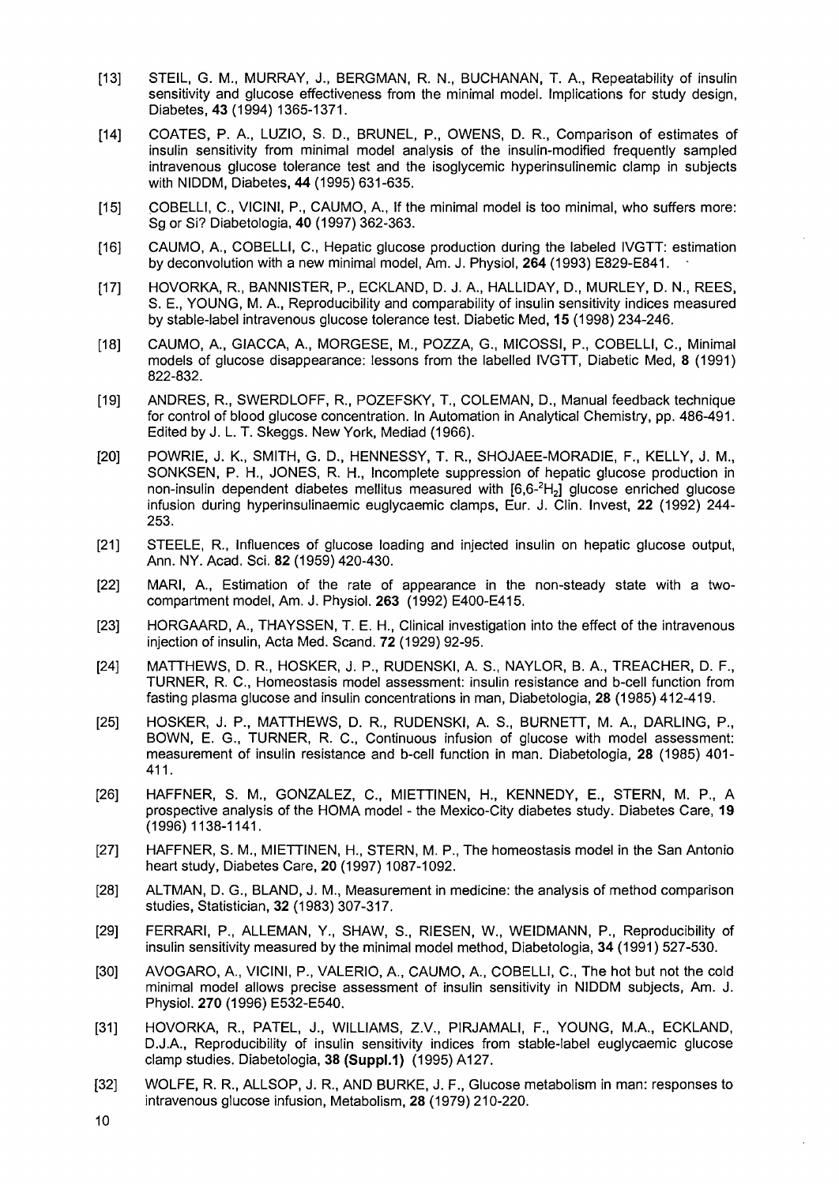[13] STEIL, G. M., MURRAY, J., BERGMAN, R. N., BUCHANAN, T. A., Repeatability of insulin sensitivity and glucose effectiveness from the minimal model. Implications for study design, Diabetes, **43** (1994) 1365-1371.

[14] COATES, P. A., LUZIO, S. D., BRUNEL, P., OWENS, D. R., Comparison of estimates of insulin sensitivity from minimal model analysis of the insulin-modified frequently sampled intravenous glucose tolerance test and the isoglycemic hyperinsulinemic clamp in subjects with NIDDM, Diabetes, **44** (1995) 631-635.

[15] COBELLI, C., VICINI, P., CAUMO, A., If the minimal model is too minimal, who suffers more: Sg or Si? Diabetologia, **40** (1997) 362-363.

[16] CAUMO, A., COBELLI, C., Hepatic glucose production during the labeled IVGTT: estimation by deconvolution with a new minimal model, Am. J. Physiol, **264** (1993) E829-E841.

[17] HOVORKA, R., BANNISTER, P., ECKLAND, D. J. A., HALLIDAY, D., MURLEY, D. N., REES, S. E., YOUNG, M. A., Reproducibility and comparability of insulin sensitivity indices measured by stable-label intravenous glucose tolerance test. Diabetic Med, **15** (1998) 234-246.

[18] CAUMO, A., GIACCA, A., MORGESE, M., POZZA, G., MICOSSI, P., COBELLI, C., Minimal models of glucose disappearance: lessons from the labelled IVGTT, Diabetic Med, **8** (1991) 822-832.

[19] ANDRES, R., SWERDLOFF, R., POZEFSKY, T., COLEMAN, D., Manual feedback technique for control of blood glucose concentration. In Automation in Analytical Chemistry, pp. 486-491. Edited by J. L. T. Skeggs. New York, Mediad (1966).

[20] POWRIE, J. K., SMITH, G. D., HENNESSY, T. R., SHOJAEE-MORADIE, F., KELLY, J. M., SONKSEN, P. H., JONES, R. H., Incomplete suppression of hepatic glucose production in non-insulin dependent diabetes mellitus measured with [6,6-$^{2}H_2$] glucose enriched glucose infusion during hyperinsulinaemic euglycaemic clamps, Eur. J. Clin. Invest, **22** (1992) 244-253.

[21] STEELE, R., Influences of glucose loading and injected insulin on hepatic glucose output, Ann. NY. Acad. Sci. **82** (1959) 420-430.

[22] MARI, A., Estimation of the rate of appearance in the non-steady state with a two-compartment model, Am. J. Physiol. **263** (1992) E400-E415.

[23] HORGAARD, A., THAYSSEN, T. E. H., Clinical investigation into the effect of the intravenous injection of insulin, Acta Med. Scand. **72** (1929) 92-95.

[24] MATTHEWS, D. R., HOSKER, J. P., RUDENSKI, A. S., NAYLOR, B. A., TREACHER, D. F., TURNER, R. C., Homeostasis model assessment: insulin resistance and b-cell function from fasting plasma glucose and insulin concentrations in man, Diabetologia, **28** (1985) 412-419.

[25] HOSKER, J. P., MATTHEWS, D. R., RUDENSKI, A. S., BURNETT, M. A., DARLING, P., BOWN, E. G., TURNER, R. C., Continuous infusion of glucose with model assessment: measurement of insulin resistance and b-cell function in man. Diabetologia, **28** (1985) 401-411.

[26] HAFFNER, S. M., GONZALEZ, C., MIETTINEN, H., KENNEDY, E., STERN, M. P., A prospective analysis of the HOMA model - the Mexico-City diabetes study. Diabetes Care, **19** (1996) 1138-1141.

[27] HAFFNER, S. M., MIETTINEN, H., STERN, M. P., The homeostasis model in the San Antonio heart study, Diabetes Care, **20** (1997) 1087-1092.

[28] ALTMAN, D. G., BLAND, J. M., Measurement in medicine: the analysis of method comparison studies, Statistician, **32** (1983) 307-317.

[29] FERRARI, P., ALLEMAN, Y., SHAW, S., RIESEN, W., WEIDMANN, P., Reproducibility of insulin sensitivity measured by the minimal model method, Diabetologia, **34** (1991) 527-530.

[30] AVOGARO, A., VICINI, P., VALERIO, A., CAUMO, A., COBELLI, C., The hot but not the cold minimal model allows precise assessment of insulin sensitivity in NIDDM subjects, Am. J. Physiol. **270** (1996) E532-E540.

[31] HOVORKA, R., PATEL, J., WILLIAMS, Z.V., PIRJAMALI, F., YOUNG, M.A., ECKLAND, D.J.A., Reproducibility of insulin sensitivity indices from stable-label euglycaemic glucose clamp studies. Diabetologia, **38 (Suppl.1)** (1995) A127.

[32] WOLFE, R. R., ALLSOP, J. R., AND BURKE, J. F., Glucose metabolism in man: responses to intravenous glucose infusion, Metabolism, **28** (1979) 210-220.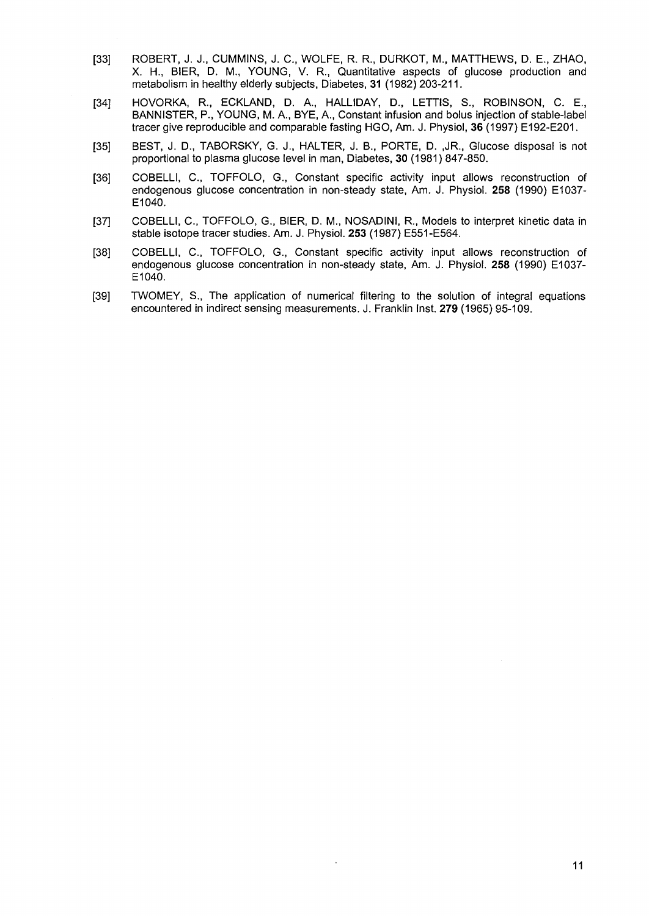[33] ROBERT, J. J., CUMMINS, J. C., WOLFE, R. R., DURKOT, M., MATTHEWS, D. E., ZHAO, X. H., BIER, D. M., YOUNG, V. R., Quantitative aspects of glucose production and metabolism in healthy elderly subjects, Diabetes, **31** (1982) 203-211.

[34] HOVORKA, R., ECKLAND, D. A., HALLIDAY, D., LETTIS, S., ROBINSON, C. E., BANNISTER, P., YOUNG, M. A., BYE, A., Constant infusion and bolus injection of stable-label tracer give reproducible and comparable fasting HGO, Am. J. Physiol, **36** (1997) E192-E201.

[35] BEST, J. D., TABORSKY, G. J., HALTER, J. B., PORTE, D. ,JR., Glucose disposal is not proportional to plasma glucose level in man, Diabetes, **30** (1981) 847-850.

[36] COBELLI, C., TOFFOLO, G., Constant specific activity input allows reconstruction of endogenous glucose concentration in non-steady state, Am. J. Physiol. **258** (1990) E1037-E1040.

[37] COBELLI, C., TOFFOLO, G., BIER, D. M., NOSADINI, R., Models to interpret kinetic data in stable isotope tracer studies. Am. J. Physiol. **253** (1987) E551-E564.

[38] COBELLI, C., TOFFOLO, G., Constant specific activity input allows reconstruction of endogenous glucose concentration in non-steady state, Am. J. Physiol. **258** (1990) E1037-E1040.

[39] TWOMEY, S., The application of numerical filtering to the solution of integral equations encountered in indirect sensing measurements. J. Franklin Inst. **279** (1965) 95-109.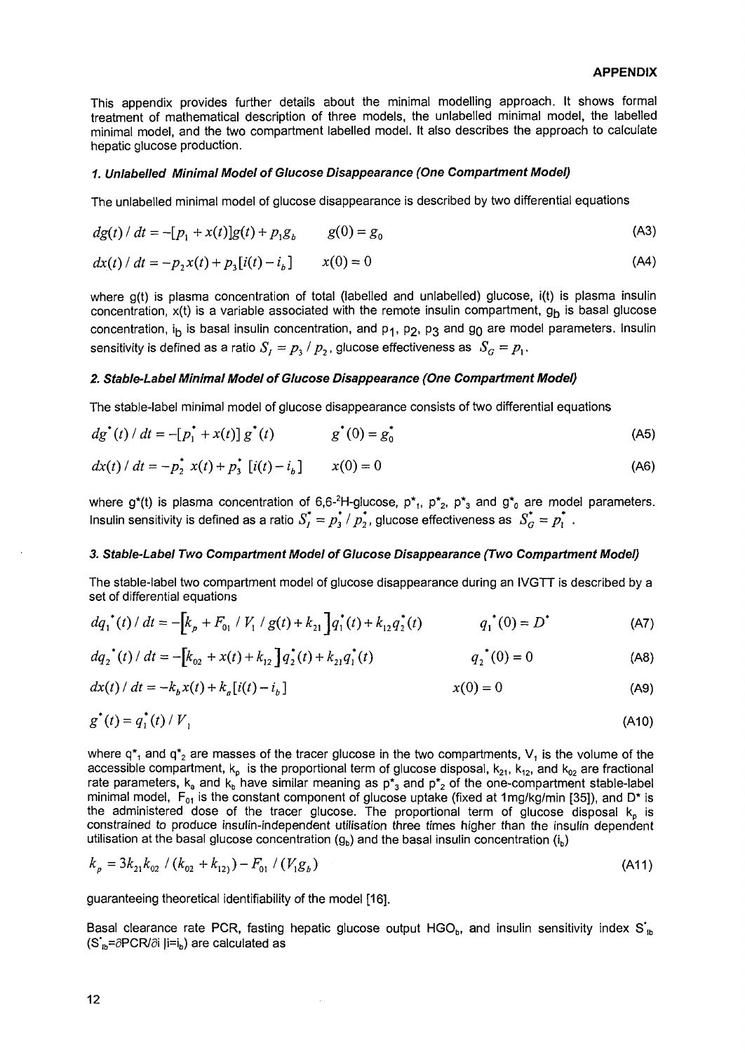## APPENDIX

This appendix provides further details about the minimal modelling approach. It shows formal treatment of mathematical description of three models, the unlabelled minimal model, the labelled minimal model, and the two compartment labelled model. It also describes the approach to calculate hepatic glucose production.

### *1. Unlabelled Minimal Model of Glucose Disappearance (One Compartment Model)*

The unlabelled minimal model of glucose disappearance is described by two differential equations

$$dg(t)/dt = -[p_1 + x(t)]g(t) + p_1 g_b \qquad g(0) = g_0 \tag{A3}$$

$$dx(t)/dt = -p_2 x(t) + p_3[i(t) - i_b] \qquad x(0) = 0 \tag{A4}$$

where g(t) is plasma concentration of total (labelled and unlabelled) glucose, i(t) is plasma insulin concentration, x(t) is a variable associated with the remote insulin compartment, $g_b$ is basal glucose concentration, $i_b$ is basal insulin concentration, and $p_1$, $p_2$, $p_3$ and $g_0$ are model parameters. Insulin sensitivity is defined as a ratio $S_I = p_3 / p_2$, glucose effectiveness as $S_G = p_1$.

### *2. Stable-Label Minimal Model of Glucose Disappearance (One Compartment Model)*

The stable-label minimal model of glucose disappearance consists of two differential equations

$$dg^*(t)/dt = -[p_1^* + x(t)]\, g^*(t) \qquad g^*(0) = g_0^* \tag{A5}$$

$$dx(t)/dt = -p_2^*\, x(t) + p_3^*\, [i(t) - i_b] \qquad x(0) = 0 \tag{A6}$$

where g*(t) is plasma concentration of 6,6-$^2$H-glucose, $p^*_1$, $p^*_2$, $p^*_3$ and $g^*_0$ are model parameters. Insulin sensitivity is defined as a ratio $S_I^* = p_3^* / p_2^*$, glucose effectiveness as $S_G^* = p_1^*$.

### *3. Stable-Label Two Compartment Model of Glucose Disappearance (Two Compartment Model)*

The stable-label two compartment model of glucose disappearance during an IVGTT is described by a set of differential equations

$$dq_1^*(t)/dt = -\left[k_p + F_{01}/V_1/g(t) + k_{21}\right]q_1^*(t) + k_{12}q_2^*(t) \qquad q_1^*(0) = D^* \tag{A7}$$

$$dq_2^*(t)/dt = -\left[k_{02} + x(t) + k_{12}\right]q_2^*(t) + k_{21}q_1^*(t) \qquad q_2^*(0) = 0 \tag{A8}$$

$$dx(t)/dt = -k_b x(t) + k_a[i(t) - i_b] \qquad x(0) = 0 \tag{A9}$$

$$g^*(t) = q_1^*(t)/V_1 \tag{A10}$$

where $q^*_1$ and $q^*_2$ are masses of the tracer glucose in the two compartments, $V_1$ is the volume of the accessible compartment, $k_p$ is the proportional term of glucose disposal, $k_{21}$, $k_{12}$, and $k_{02}$ are fractional rate parameters, $k_a$ and $k_b$ have similar meaning as $p^*_3$ and $p^*_2$ of the one-compartment stable-label minimal model, $F_{01}$ is the constant component of glucose uptake (fixed at 1mg/kg/min [35]), and D* is the administered dose of the tracer glucose. The proportional term of glucose disposal $k_p$ is constrained to produce insulin-independent utilisation three times higher than the insulin dependent utilisation at the basal glucose concentration ($g_b$) and the basal insulin concentration ($i_b$)

$$k_p = 3k_{21}k_{02}/(k_{02} + k_{12}) - F_{01}/(V_1 g_b) \tag{A11}$$

guaranteeing theoretical identifiability of the model [16].

Basal clearance rate PCR, fasting hepatic glucose output $HGO_b$, and insulin sensitivity index $S^*_{Ib}$ ($S^*_{Ib}=\partial PCR/\partial i\,|_{i=i_b}$) are calculated as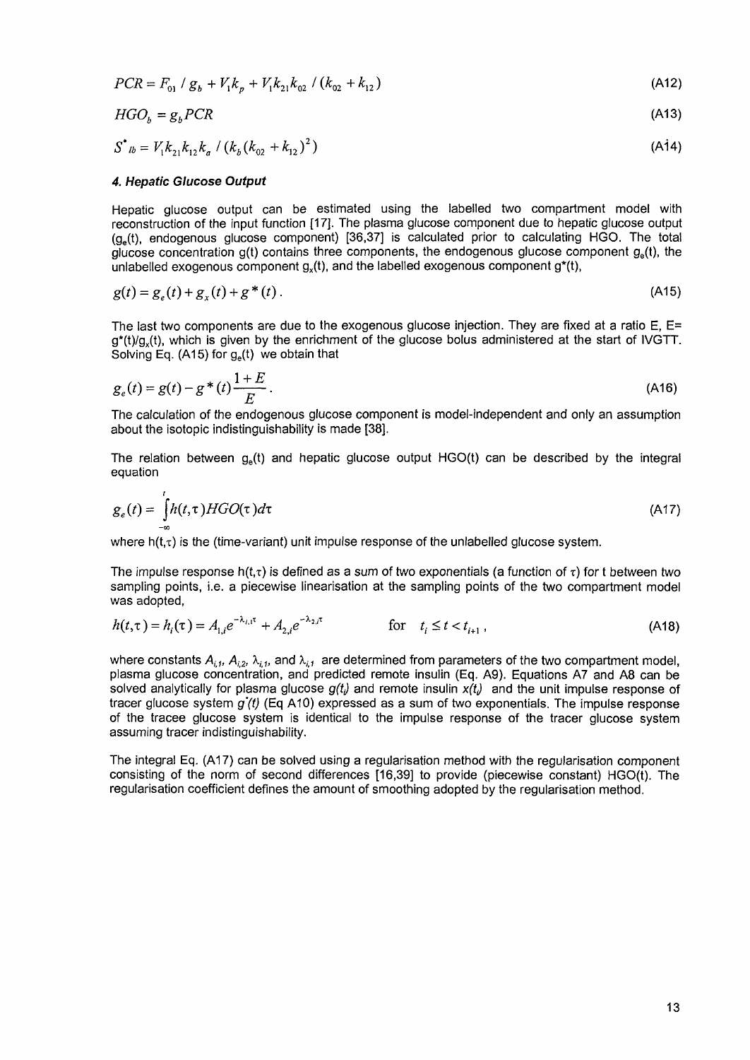$$PCR = F_{01} / g_b + V_1 k_p + V_1 k_{21} k_{02} / (k_{02} + k_{12}) \tag{A12}$$

$$HGO_b = g_b PCR \tag{A13}$$

$$S^*_{Ib} = V_1 k_{21} k_{12} k_a / (k_b (k_{02} + k_{12})^2) \tag{A14}$$

#### *4. Hepatic Glucose Output*

Hepatic glucose output can be estimated using the labelled two compartment model with reconstruction of the input function [17]. The plasma glucose component due to hepatic glucose output ($g_e(t)$, endogenous glucose component) [36,37] is calculated prior to calculating HGO. The total glucose concentration g(t) contains three components, the endogenous glucose component $g_e(t)$, the unlabelled exogenous component $g_x(t)$, and the labelled exogenous component $g^*(t)$,

$$g(t) = g_e(t) + g_x(t) + g^*(t). \tag{A15}$$

The last two components are due to the exogenous glucose injection. They are fixed at a ratio E, $E = g^*(t)/g_x(t)$, which is given by the enrichment of the glucose bolus administered at the start of IVGTT. Solving Eq. (A15) for $g_e(t)$ we obtain that

$$g_e(t) = g(t) - g^*(t)\frac{1+E}{E}. \tag{A16}$$

The calculation of the endogenous glucose component is model-independent and only an assumption about the isotopic indistinguishability is made [38].

The relation between $g_e(t)$ and hepatic glucose output HGO(t) can be described by the integral equation

$$g_e(t) = \int_{-\infty}^{t} h(t,\tau) HGO(\tau) d\tau \tag{A17}$$

where $h(t,\tau)$ is the (time-variant) unit impulse response of the unlabelled glucose system.

The impulse response $h(t,\tau)$ is defined as a sum of two exponentials (a function of $\tau$) for t between two sampling points, i.e. a piecewise linearisation at the sampling points of the two compartment model was adopted,

$$h(t,\tau) = h_i(\tau) = A_{1,i} e^{-\lambda_{i,1}\tau} + A_{2,i} e^{-\lambda_{2,i}\tau} \qquad \text{for} \quad t_i \le t < t_{i+1}, \tag{A18}$$

where constants $A_{i,1}$, $A_{i,2}$, $\lambda_{i,1}$, and $\lambda_{i,1}$ are determined from parameters of the two compartment model, plasma glucose concentration, and predicted remote insulin (Eq. A9). Equations A7 and A8 can be solved analytically for plasma glucose $g(t_i)$ and remote insulin $x(t_i)$ and the unit impulse response of tracer glucose system $g^*(t)$ (Eq A10) expressed as a sum of two exponentials. The impulse response of the tracee glucose system is identical to the impulse response of the tracer glucose system assuming tracer indistinguishability.

The integral Eq. (A17) can be solved using a regularisation method with the regularisation component consisting of the norm of second differences [16,39] to provide (piecewise constant) HGO(t). The regularisation coefficient defines the amount of smoothing adopted by the regularisation method.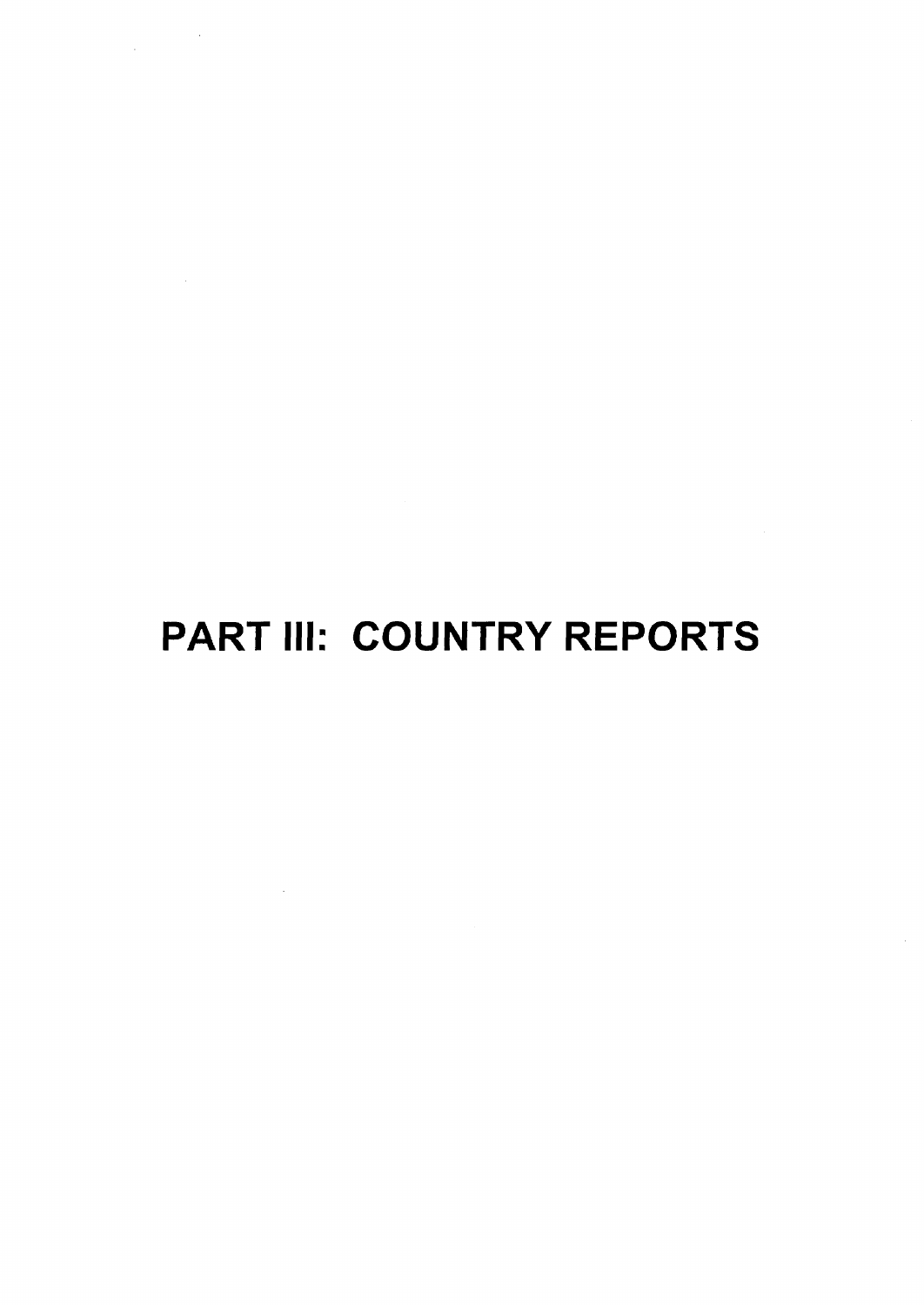# PART III: COUNTRY REPORTS